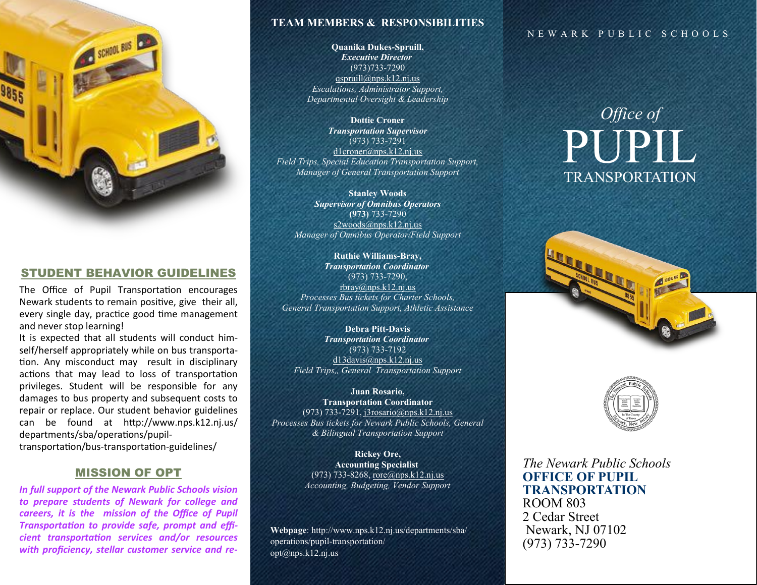## STUDENT BEHAVIOR GUIDELINES

The Office of Pupil Transportation encourages Newark students to remain positive, give their all, every single day, practice good time management and never stop learning!

It is expected that all students will conduct him-self/herself appropriately while on bus transportation. Any misconduct may result in disciplinary actions that may lead to loss of transportation privileges. Student will be responsible for any damages to bus property and subsequent costs to repair or replace. Our student behavior guidelines can be found at http://www.nps.k12.nj.us/departments/sba/operations/pupil-transportation/bus-transportation-guidelines/

## MISSION OF OPT

***In full support of the Newark Public Schools vision to prepare students of Newark for college and careers, it is the mission of the Office of Pupil Transportation to provide safe, prompt and efficient transportation services and/or resources with proficiency, stellar customer service and re-***

## TEAM MEMBERS & RESPONSIBILITIES

**Quanika Dukes-Spruill,**
***Executive Director***
(973)733-7290
qspruill@nps.k12.nj.us
*Escalations, Administrator Support, Departmental Oversight & Leadership*

**Dottie Croner**
***Transportation Supervisor***
(973) 733-7291
d1croner@nps.k12.nj.us
*Field Trips, Special Education Transportation Support, Manager of General Transportation Support*

**Stanley Woods**
***Supervisor of Omnibus Operators***
**(973)** 733-7290
s2woods@nps.k12.nj.us
*Manager of Omnibus Operator/Field Support*

**Ruthie Williams-Bray,**
***Transportation Coordinator***
(973) 733-7290,
rbray@nps.k12.nj.us
*Processes Bus tickets for Charter Schools, General Transportation Support, Athletic Assistance*

**Debra Pitt-Davis**
***Transportation Coordinator***
(973) 733-7192
d13davis@nps.k12.nj.us
*Field Trips,, General Transportation Support*

**Juan Rosario,**
**Transportation Coordinator**
(973) 733-7291, j3rosario@nps.k12.nj.us
*Processes Bus tickets for Newark Public Schools, General & Bilingual Transportation Support*

**Rickey Ore,**
**Accounting Specialist**
(973) 733-8268, rore@nps.k12.nj.us
*Accounting, Budgeting, Vendor Support*

**Webpage**: http://www.nps.k12.nj.us/departments/sba/operations/pupil-transportation/
opt@nps.k12.nj.us

NEWARK PUBLIC SCHOOLS

# *Office of* PUPIL TRANSPORTATION

*The Newark Public Schools*
**OFFICE OF PUPIL TRANSPORTATION**
ROOM 803
2 Cedar Street
Newark, NJ 07102
(973) 733-7290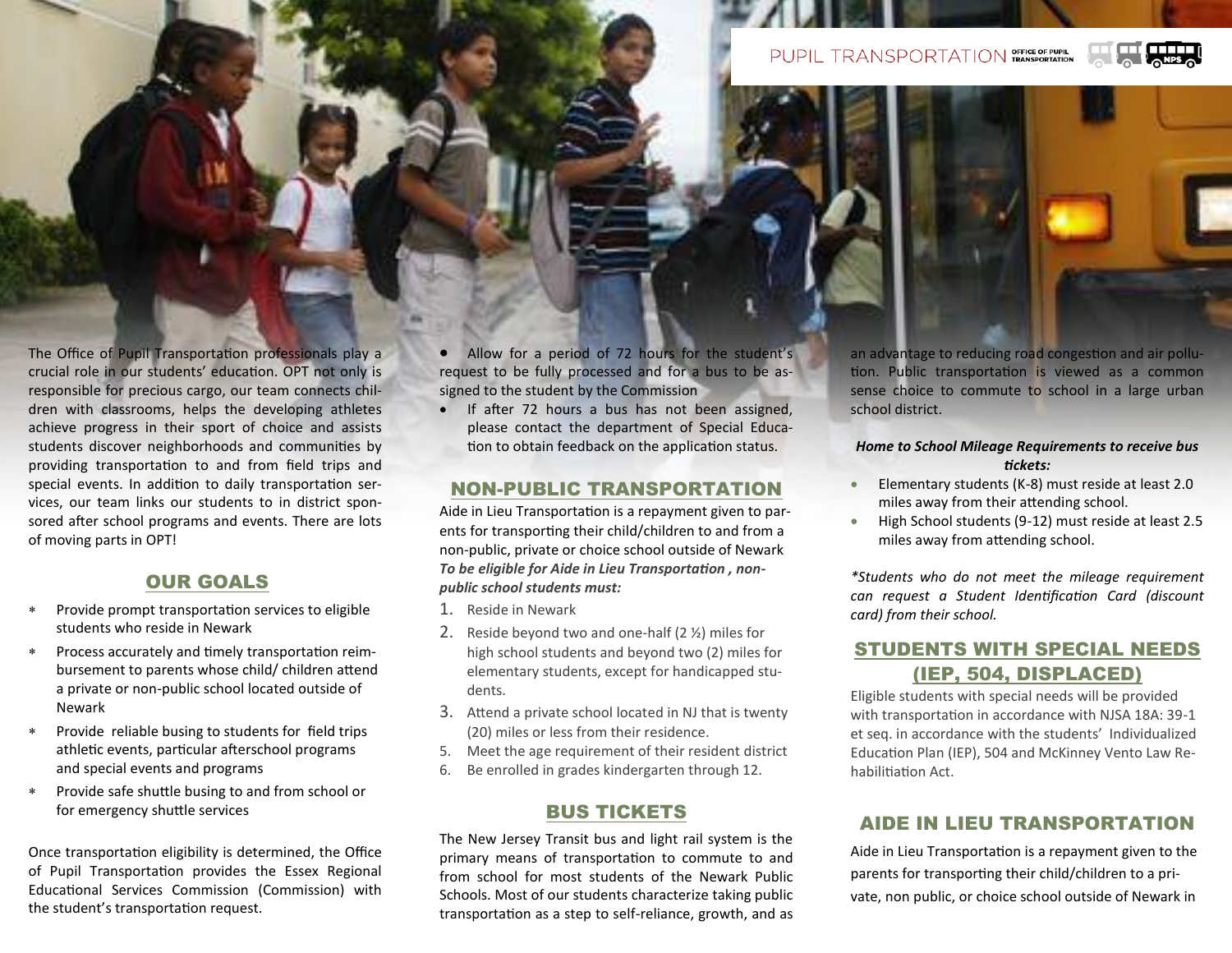The Office of Pupil Transportation professionals play a crucial role in our students' education. OPT not only is responsible for precious cargo, our team connects children with classrooms, helps the developing athletes achieve progress in their sport of choice and assists students discover neighborhoods and communities by providing transportation to and from field trips and special events. In addition to daily transportation services, our team links our students to in district sponsored after school programs and events. There are lots of moving parts in OPT!

## OUR GOALS

* Provide prompt transportation services to eligible students who reside in Newark
* Process accurately and timely transportation reimbursement to parents whose child/ children attend a private or non-public school located outside of Newark
* Provide reliable busing to students for field trips athletic events, particular afterschool programs and special events and programs
* Provide safe shuttle busing to and from school or for emergency shuttle services

Once transportation eligibility is determined, the Office of Pupil Transportation provides the Essex Regional Educational Services Commission (Commission) with the student's transportation request.

- Allow for a period of 72 hours for the student's request to be fully processed and for a bus to be assigned to the student by the Commission
- If after 72 hours a bus has not been assigned, please contact the department of Special Education to obtain feedback on the application status.

## NON-PUBLIC TRANSPORTATION

Aide in Lieu Transportation is a repayment given to parents for transporting their child/children to and from a non-public, private or choice school outside of Newark

***To be eligible for Aide in Lieu Transportation , non-public school students must:***

1. Reside in Newark
2. Reside beyond two and one-half (2 ½) miles for high school students and beyond two (2) miles for elementary students, except for handicapped students.
3. Attend a private school located in NJ that is twenty (20) miles or less from their residence.
5. Meet the age requirement of their resident district
6. Be enrolled in grades kindergarten through 12.

## BUS TICKETS

The New Jersey Transit bus and light rail system is the primary means of transportation to commute to and from school for most students of the Newark Public Schools. Most of our students characterize taking public transportation as a step to self-reliance, growth, and as an advantage to reducing road congestion and air pollution. Public transportation is viewed as a common sense choice to commute to school in a large urban school district.

***Home to School Mileage Requirements to receive bus tickets:***

- Elementary students (K-8) must reside at least 2.0 miles away from their attending school.
- High School students (9-12) must reside at least 2.5 miles away from attending school.

*\*Students who do not meet the mileage requirement can request a Student Identification Card (discount card) from their school.*

## STUDENTS WITH SPECIAL NEEDS (IEP, 504, DISPLACED)

Eligible students with special needs will be provided with transportation in accordance with NJSA 18A: 39-1 et seq. in accordance with the students' Individualized Education Plan (IEP), 504 and McKinney Vento Law Rehabilitiation Act.

## AIDE IN LIEU TRANSPORTATION

Aide in Lieu Transportation is a repayment given to the parents for transporting their child/children to a private, non public, or choice school outside of Newark in